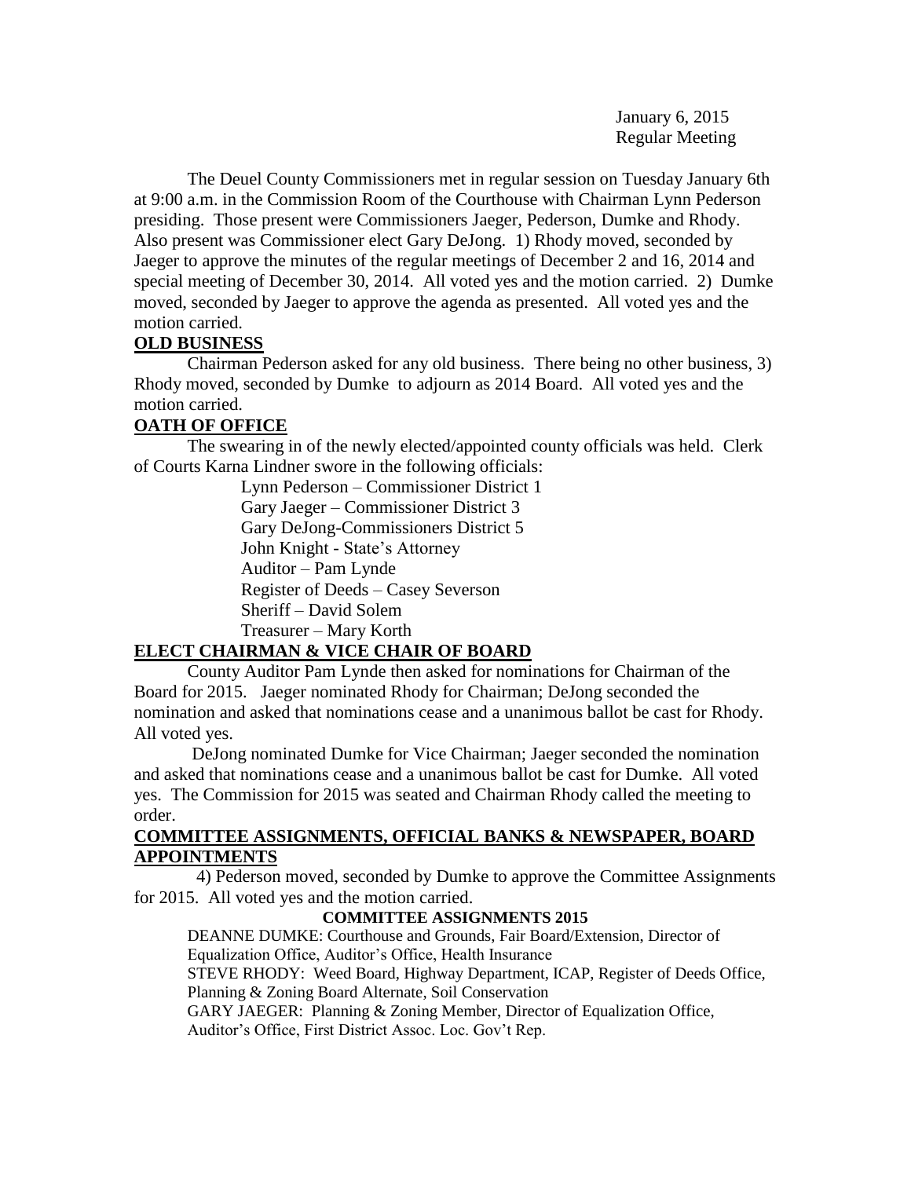January 6, 2015
Regular Meeting

The Deuel County Commissioners met in regular session on Tuesday January 6th at 9:00 a.m. in the Commission Room of the Courthouse with Chairman Lynn Pederson presiding. Those present were Commissioners Jaeger, Pederson, Dumke and Rhody. Also present was Commissioner elect Gary DeJong. 1) Rhody moved, seconded by Jaeger to approve the minutes of the regular meetings of December 2 and 16, 2014 and special meeting of December 30, 2014. All voted yes and the motion carried. 2) Dumke moved, seconded by Jaeger to approve the agenda as presented. All voted yes and the motion carried.

## OLD BUSINESS

Chairman Pederson asked for any old business. There being no other business, 3) Rhody moved, seconded by Dumke to adjourn as 2014 Board. All voted yes and the motion carried.

## OATH OF OFFICE

The swearing in of the newly elected/appointed county officials was held. Clerk of Courts Karna Lindner swore in the following officials:

Lynn Pederson – Commissioner District 1
Gary Jaeger – Commissioner District 3
Gary DeJong-Commissioners District 5
John Knight - State's Attorney
Auditor – Pam Lynde
Register of Deeds – Casey Severson
Sheriff – David Solem
Treasurer – Mary Korth

## ELECT CHAIRMAN & VICE CHAIR OF BOARD

County Auditor Pam Lynde then asked for nominations for Chairman of the Board for 2015. Jaeger nominated Rhody for Chairman; DeJong seconded the nomination and asked that nominations cease and a unanimous ballot be cast for Rhody. All voted yes.

DeJong nominated Dumke for Vice Chairman; Jaeger seconded the nomination and asked that nominations cease and a unanimous ballot be cast for Dumke. All voted yes. The Commission for 2015 was seated and Chairman Rhody called the meeting to order.

## COMMITTEE ASSIGNMENTS, OFFICIAL BANKS & NEWSPAPER, BOARD APPOINTMENTS

4) Pederson moved, seconded by Dumke to approve the Committee Assignments for 2015. All voted yes and the motion carried.

**COMMITTEE ASSIGNMENTS 2015**

DEANNE DUMKE: Courthouse and Grounds, Fair Board/Extension, Director of Equalization Office, Auditor's Office, Health Insurance

STEVE RHODY: Weed Board, Highway Department, ICAP, Register of Deeds Office, Planning & Zoning Board Alternate, Soil Conservation

GARY JAEGER: Planning & Zoning Member, Director of Equalization Office, Auditor's Office, First District Assoc. Loc. Gov't Rep.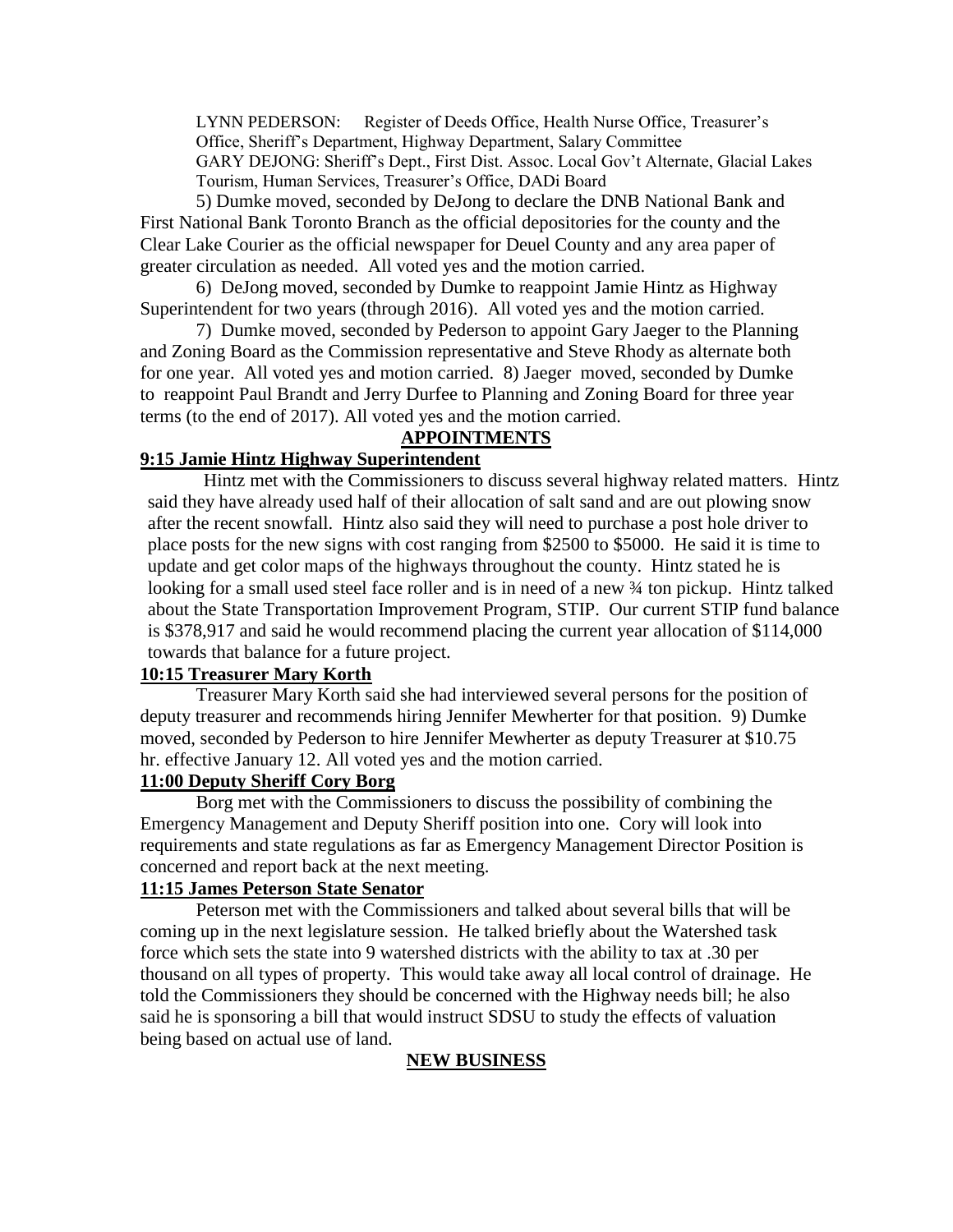LYNN PEDERSON: Register of Deeds Office, Health Nurse Office, Treasurer's Office, Sheriff's Department, Highway Department, Salary Committee
GARY DEJONG: Sheriff's Dept., First Dist. Assoc. Local Gov't Alternate, Glacial Lakes Tourism, Human Services, Treasurer's Office, DADi Board

5) Dumke moved, seconded by DeJong to declare the DNB National Bank and First National Bank Toronto Branch as the official depositories for the county and the Clear Lake Courier as the official newspaper for Deuel County and any area paper of greater circulation as needed. All voted yes and the motion carried.

6) DeJong moved, seconded by Dumke to reappoint Jamie Hintz as Highway Superintendent for two years (through 2016). All voted yes and the motion carried.

7) Dumke moved, seconded by Pederson to appoint Gary Jaeger to the Planning and Zoning Board as the Commission representative and Steve Rhody as alternate both for one year. All voted yes and motion carried. 8) Jaeger moved, seconded by Dumke to reappoint Paul Brandt and Jerry Durfee to Planning and Zoning Board for three year terms (to the end of 2017). All voted yes and the motion carried.

## APPOINTMENTS

### 9:15 Jamie Hintz Highway Superintendent

Hintz met with the Commissioners to discuss several highway related matters. Hintz said they have already used half of their allocation of salt sand and are out plowing snow after the recent snowfall. Hintz also said they will need to purchase a post hole driver to place posts for the new signs with cost ranging from $2500 to $5000. He said it is time to update and get color maps of the highways throughout the county. Hintz stated he is looking for a small used steel face roller and is in need of a new ¾ ton pickup. Hintz talked about the State Transportation Improvement Program, STIP. Our current STIP fund balance is $378,917 and said he would recommend placing the current year allocation of $114,000 towards that balance for a future project.

### 10:15 Treasurer Mary Korth

Treasurer Mary Korth said she had interviewed several persons for the position of deputy treasurer and recommends hiring Jennifer Mewherter for that position. 9) Dumke moved, seconded by Pederson to hire Jennifer Mewherter as deputy Treasurer at $10.75 hr. effective January 12. All voted yes and the motion carried.

### 11:00 Deputy Sheriff Cory Borg

Borg met with the Commissioners to discuss the possibility of combining the Emergency Management and Deputy Sheriff position into one. Cory will look into requirements and state regulations as far as Emergency Management Director Position is concerned and report back at the next meeting.

### 11:15 James Peterson State Senator

Peterson met with the Commissioners and talked about several bills that will be coming up in the next legislature session. He talked briefly about the Watershed task force which sets the state into 9 watershed districts with the ability to tax at .30 per thousand on all types of property. This would take away all local control of drainage. He told the Commissioners they should be concerned with the Highway needs bill; he also said he is sponsoring a bill that would instruct SDSU to study the effects of valuation being based on actual use of land.

## NEW BUSINESS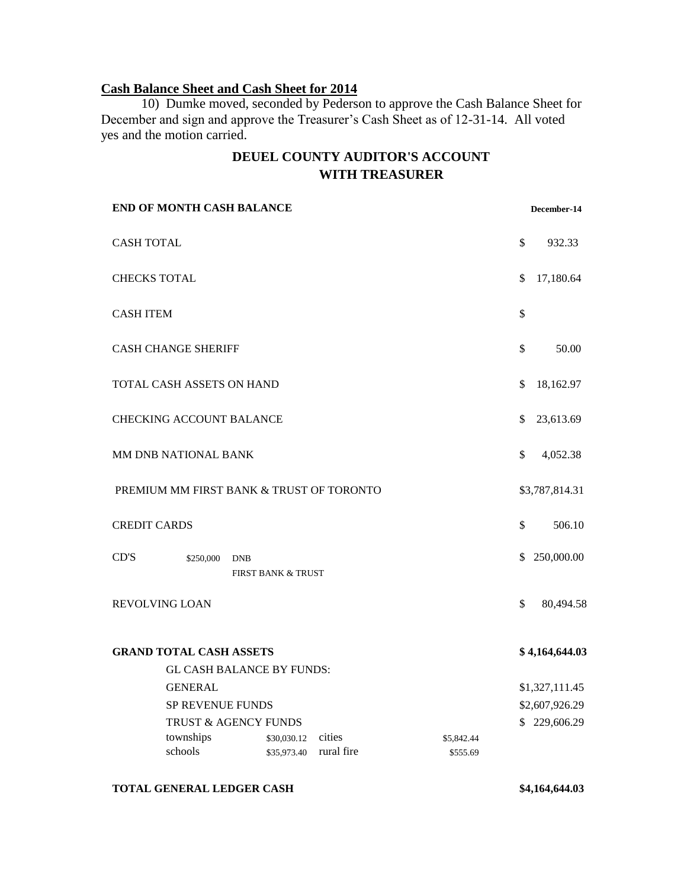## Cash Balance Sheet and Cash Sheet for 2014

10) Dumke moved, seconded by Pederson to approve the Cash Balance Sheet for December and sign and approve the Treasurer's Cash Sheet as of 12-31-14. All voted yes and the motion carried.

## DEUEL COUNTY AUDITOR'S ACCOUNT WITH TREASURER

| **END OF MONTH CASH BALANCE** | | | | **December-14** |
|---|---|---|---|---|
| CASH TOTAL | | | | $ 932.33 |
| CHECKS TOTAL | | | | $ 17,180.64 |
| CASH ITEM | | | | $ |
| CASH CHANGE SHERIFF | | | | $ 50.00 |
| TOTAL CASH ASSETS ON HAND | | | | $ 18,162.97 |
| CHECKING ACCOUNT BALANCE | | | | $ 23,613.69 |
| MM DNB NATIONAL BANK | | | | $ 4,052.38 |
| PREMIUM MM FIRST BANK & TRUST OF TORONTO | | | | $3,787,814.31 |
| CREDIT CARDS | | | | $ 506.10 |
| CD'S | $250,000 | DNB<br>FIRST BANK & TRUST | | $ 250,000.00 |
| REVOLVING LOAN | | | | $ 80,494.58 |
| **GRAND TOTAL CASH ASSETS** | | | | **$ 4,164,644.03** |
| GL CASH BALANCE BY FUNDS: | | | | |
| GENERAL | | | | $1,327,111.45 |
| SP REVENUE FUNDS | | | | $2,607,926.29 |
| TRUST & AGENCY FUNDS | | | | $ 229,606.29 |
| townships | $30,030.12 | cities | $5,842.44 | |
| schools | $35,973.40 | rural fire | $555.69 | |
| **TOTAL GENERAL LEDGER CASH** | | | | **$4,164,644.03** |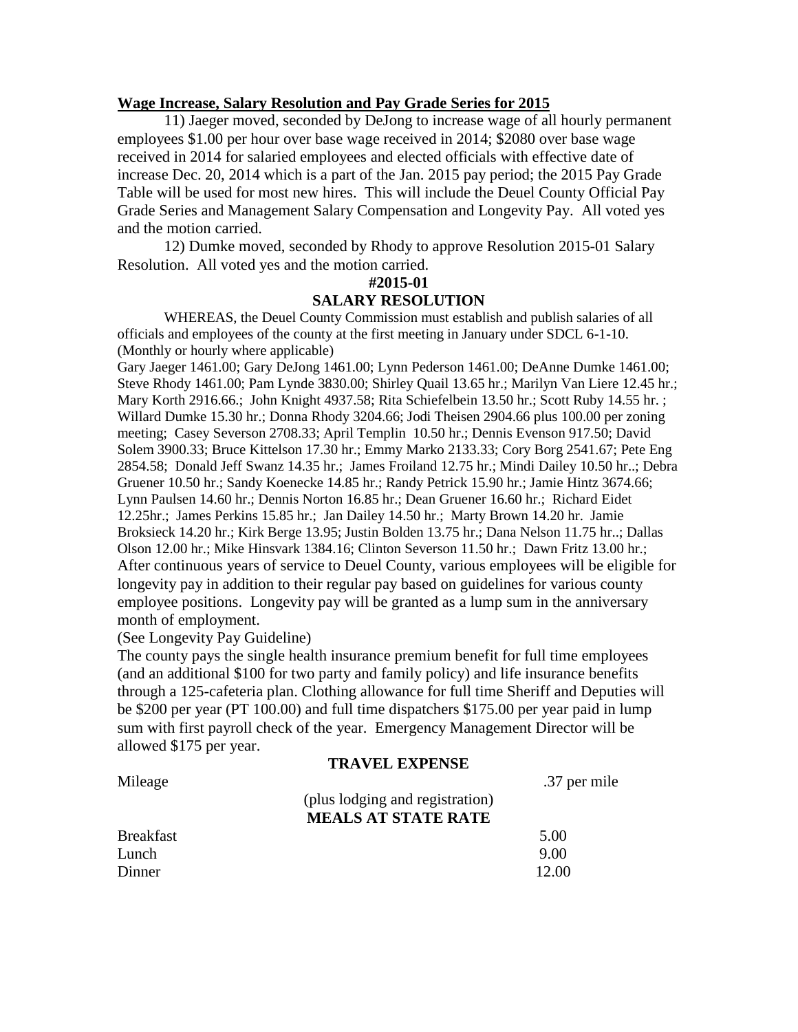**Wage Increase, Salary Resolution and Pay Grade Series for 2015**

11) Jaeger moved, seconded by DeJong to increase wage of all hourly permanent employees $1.00 per hour over base wage received in 2014; $2080 over base wage received in 2014 for salaried employees and elected officials with effective date of increase Dec. 20, 2014 which is a part of the Jan. 2015 pay period; the 2015 Pay Grade Table will be used for most new hires. This will include the Deuel County Official Pay Grade Series and Management Salary Compensation and Longevity Pay. All voted yes and the motion carried.

12) Dumke moved, seconded by Rhody to approve Resolution 2015-01 Salary Resolution. All voted yes and the motion carried.

**#2015-01**

**SALARY RESOLUTION**

WHEREAS, the Deuel County Commission must establish and publish salaries of all officials and employees of the county at the first meeting in January under SDCL 6-1-10. (Monthly or hourly where applicable)

Gary Jaeger 1461.00; Gary DeJong 1461.00; Lynn Pederson 1461.00; DeAnne Dumke 1461.00; Steve Rhody 1461.00; Pam Lynde 3830.00; Shirley Quail 13.65 hr.; Marilyn Van Liere 12.45 hr.; Mary Korth 2916.66.; John Knight 4937.58; Rita Schiefelbein 13.50 hr.; Scott Ruby 14.55 hr. ; Willard Dumke 15.30 hr.; Donna Rhody 3204.66; Jodi Theisen 2904.66 plus 100.00 per zoning meeting; Casey Severson 2708.33; April Templin 10.50 hr.; Dennis Evenson 917.50; David Solem 3900.33; Bruce Kittelson 17.30 hr.; Emmy Marko 2133.33; Cory Borg 2541.67; Pete Eng 2854.58; Donald Jeff Swanz 14.35 hr.; James Froiland 12.75 hr.; Mindi Dailey 10.50 hr..; Debra Gruener 10.50 hr.; Sandy Koenecke 14.85 hr.; Randy Petrick 15.90 hr.; Jamie Hintz 3674.66; Lynn Paulsen 14.60 hr.; Dennis Norton 16.85 hr.; Dean Gruener 16.60 hr.; Richard Eidet 12.25hr.; James Perkins 15.85 hr.; Jan Dailey 14.50 hr.; Marty Brown 14.20 hr. Jamie Broksieck 14.20 hr.; Kirk Berge 13.95; Justin Bolden 13.75 hr.; Dana Nelson 11.75 hr..; Dallas Olson 12.00 hr.; Mike Hinsvark 1384.16; Clinton Severson 11.50 hr.; Dawn Fritz 13.00 hr.;
After continuous years of service to Deuel County, various employees will be eligible for longevity pay in addition to their regular pay based on guidelines for various county employee positions. Longevity pay will be granted as a lump sum in the anniversary month of employment.
(See Longevity Pay Guideline)
The county pays the single health insurance premium benefit for full time employees (and an additional $100 for two party and family policy) and life insurance benefits through a 125-cafeteria plan. Clothing allowance for full time Sheriff and Deputies will be $200 per year (PT 100.00) and full time dispatchers $175.00 per year paid in lump sum with first payroll check of the year. Emergency Management Director will be allowed $175 per year.

**TRAVEL EXPENSE**

| | | |
|---|---|---|
| Mileage | | .37 per mile |
| | (plus lodging and registration) | |
| | **MEALS AT STATE RATE** | |
| Breakfast | | 5.00 |
| Lunch | | 9.00 |
| Dinner | | 12.00 |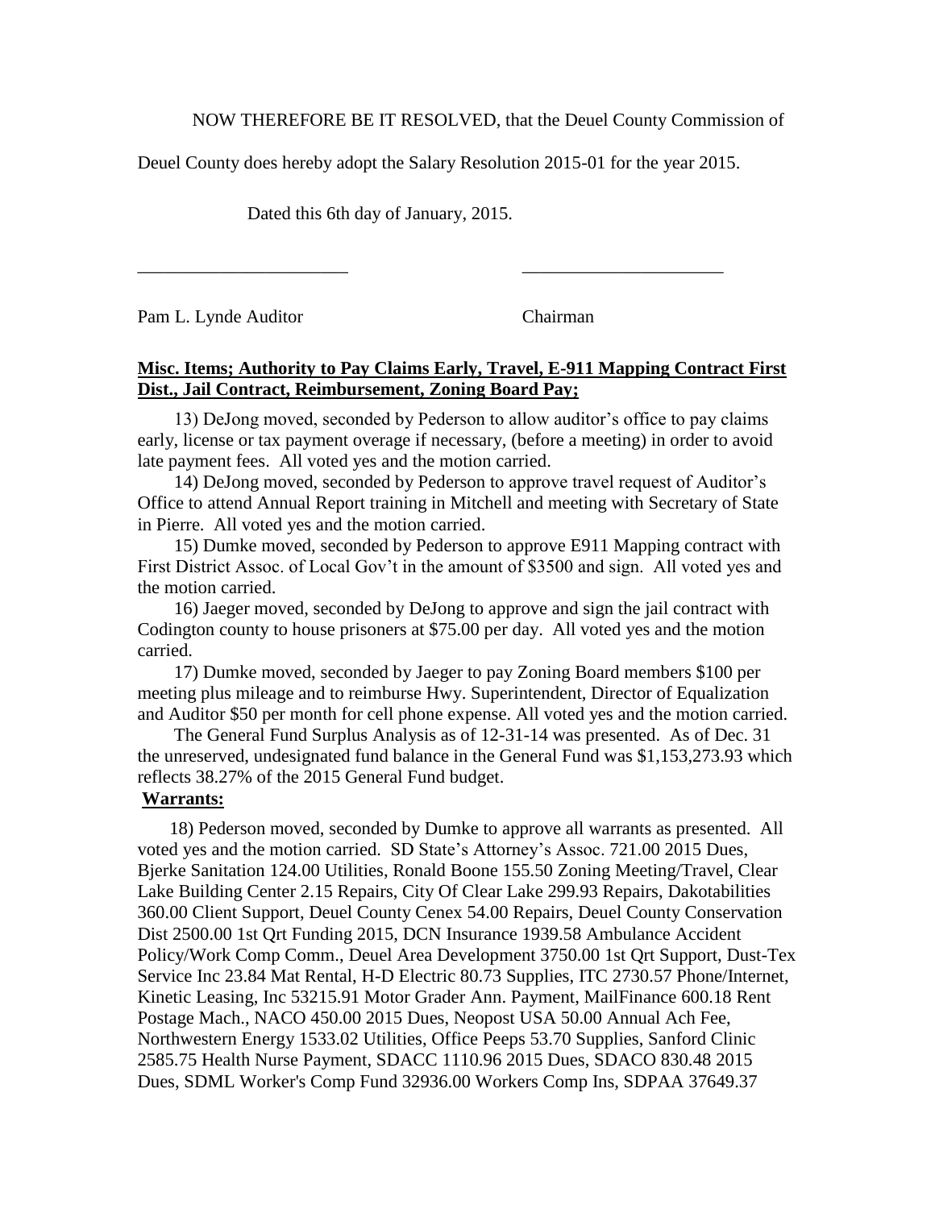NOW THEREFORE BE IT RESOLVED, that the Deuel County Commission of Deuel County does hereby adopt the Salary Resolution 2015-01 for the year 2015.

Dated this 6th day of January, 2015.

_______________________ _____________________

Pam L. Lynde Auditor Chairman

**Misc. Items; Authority to Pay Claims Early, Travel, E-911 Mapping Contract First Dist., Jail Contract, Reimbursement, Zoning Board Pay;**

13) DeJong moved, seconded by Pederson to allow auditor's office to pay claims early, license or tax payment overage if necessary, (before a meeting) in order to avoid late payment fees. All voted yes and the motion carried.

14) DeJong moved, seconded by Pederson to approve travel request of Auditor's Office to attend Annual Report training in Mitchell and meeting with Secretary of State in Pierre. All voted yes and the motion carried.

15) Dumke moved, seconded by Pederson to approve E911 Mapping contract with First District Assoc. of Local Gov't in the amount of $3500 and sign. All voted yes and the motion carried.

16) Jaeger moved, seconded by DeJong to approve and sign the jail contract with Codington county to house prisoners at $75.00 per day. All voted yes and the motion carried.

17) Dumke moved, seconded by Jaeger to pay Zoning Board members $100 per meeting plus mileage and to reimburse Hwy. Superintendent, Director of Equalization and Auditor $50 per month for cell phone expense. All voted yes and the motion carried.

The General Fund Surplus Analysis as of 12-31-14 was presented. As of Dec. 31 the unreserved, undesignated fund balance in the General Fund was $1,153,273.93 which reflects 38.27% of the 2015 General Fund budget.

**Warrants:**

18) Pederson moved, seconded by Dumke to approve all warrants as presented. All voted yes and the motion carried. SD State's Attorney's Assoc. 721.00 2015 Dues, Bjerke Sanitation 124.00 Utilities, Ronald Boone 155.50 Zoning Meeting/Travel, Clear Lake Building Center 2.15 Repairs, City Of Clear Lake 299.93 Repairs, Dakotabilities 360.00 Client Support, Deuel County Cenex 54.00 Repairs, Deuel County Conservation Dist 2500.00 1st Qrt Funding 2015, DCN Insurance 1939.58 Ambulance Accident Policy/Work Comp Comm., Deuel Area Development 3750.00 1st Qrt Support, Dust-Tex Service Inc 23.84 Mat Rental, H-D Electric 80.73 Supplies, ITC 2730.57 Phone/Internet, Kinetic Leasing, Inc 53215.91 Motor Grader Ann. Payment, MailFinance 600.18 Rent Postage Mach., NACO 450.00 2015 Dues, Neopost USA 50.00 Annual Ach Fee, Northwestern Energy 1533.02 Utilities, Office Peeps 53.70 Supplies, Sanford Clinic 2585.75 Health Nurse Payment, SDACC 1110.96 2015 Dues, SDACO 830.48 2015 Dues, SDML Worker's Comp Fund 32936.00 Workers Comp Ins, SDPAA 37649.37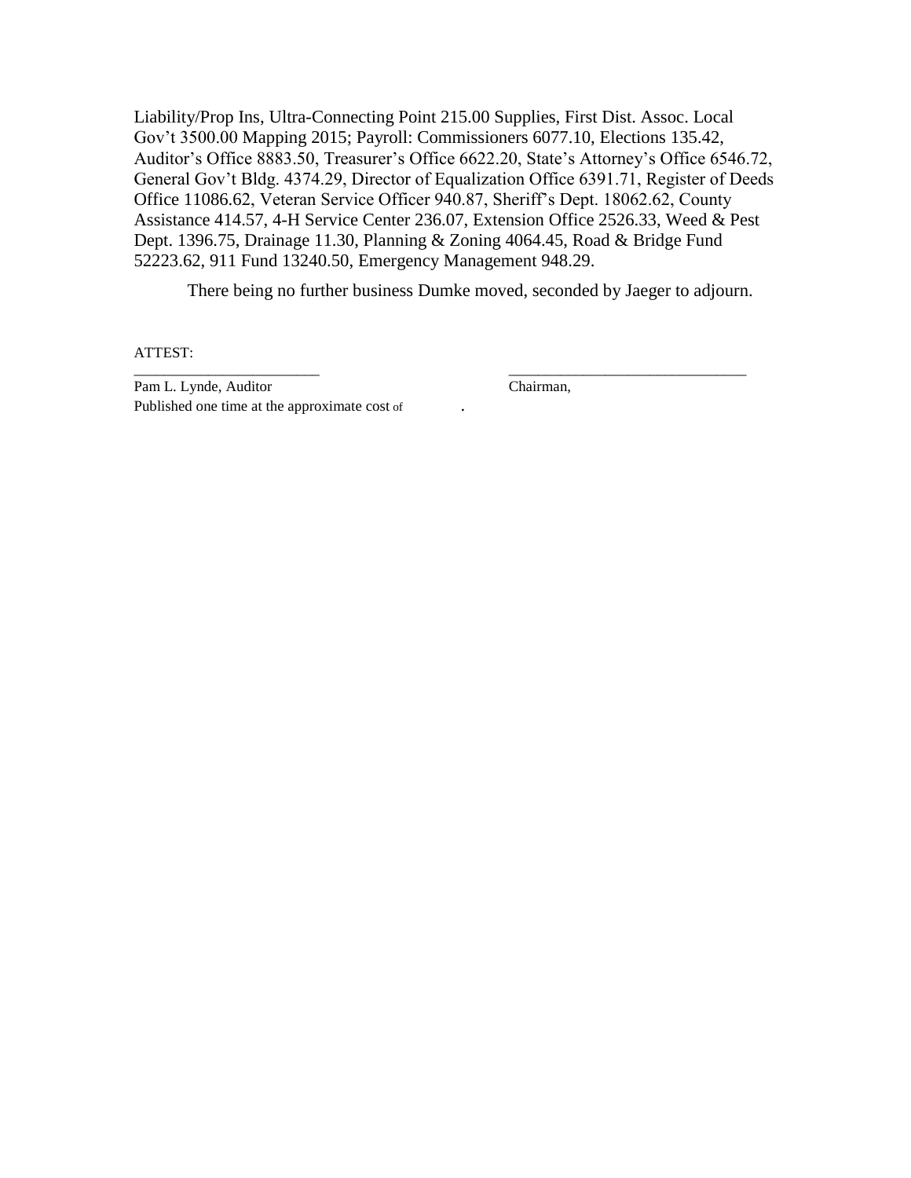Liability/Prop Ins, Ultra-Connecting Point 215.00 Supplies, First Dist. Assoc. Local Gov't 3500.00 Mapping 2015; Payroll: Commissioners 6077.10, Elections 135.42, Auditor's Office 8883.50, Treasurer's Office 6622.20, State's Attorney's Office 6546.72, General Gov't Bldg. 4374.29, Director of Equalization Office 6391.71, Register of Deeds Office 11086.62, Veteran Service Officer 940.87, Sheriff's Dept. 18062.62, County Assistance 414.57, 4-H Service Center 236.07, Extension Office 2526.33, Weed & Pest Dept. 1396.75, Drainage 11.30, Planning & Zoning 4064.45, Road & Bridge Fund 52223.62, 911 Fund 13240.50, Emergency Management 948.29.

There being no further business Dumke moved, seconded by Jaeger to adjourn.

ATTEST:

________________________ ________________________________

Pam L. Lynde, Auditor Chairman,

Published one time at the approximate cost of .